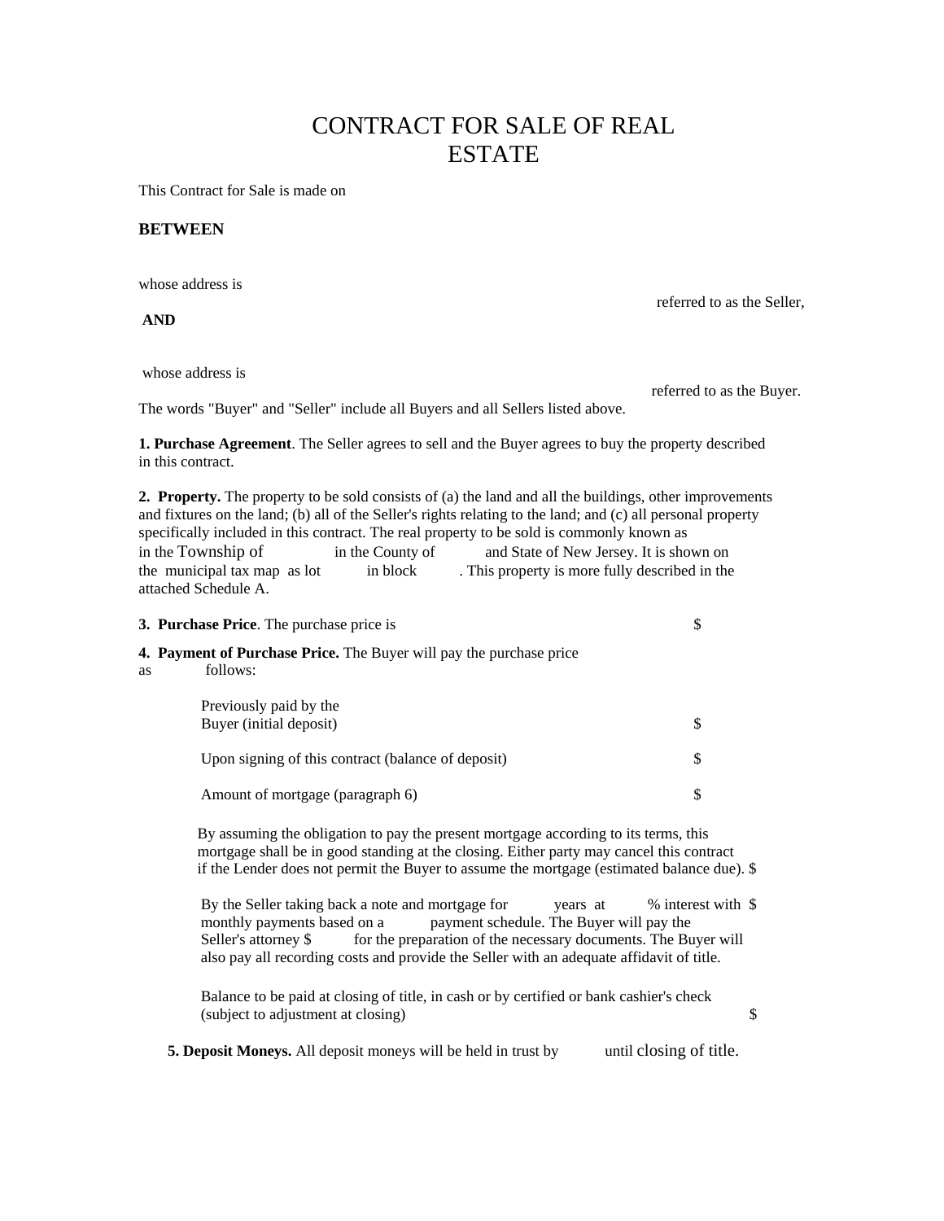# CONTRACT FOR SALE OF REAL ESTATE

This Contract for Sale is made on

**BETWEEN**

whose address is

referred to as the Seller,

**AND**

whose address is

referred to as the Buyer.

The words "Buyer" and "Seller" include all Buyers and all Sellers listed above.

**1. Purchase Agreement**. The Seller agrees to sell and the Buyer agrees to buy the property described in this contract.

**2. Property.** The property to be sold consists of (a) the land and all the buildings, other improvements and fixtures on the land; (b) all of the Seller's rights relating to the land; and (c) all personal property specifically included in this contract. The real property to be sold is commonly known as in the Township of in the County of and State of New Jersey. It is shown on the municipal tax map as lot in block . This property is more fully described in the attached Schedule A.

**3. Purchase Price**. The purchase price is $

**4. Payment of Purchase Price.** The Buyer will pay the purchase price as follows:

Previously paid by the Buyer (initial deposit) $

Upon signing of this contract (balance of deposit) $

Amount of mortgage (paragraph 6) $

By assuming the obligation to pay the present mortgage according to its terms, this mortgage shall be in good standing at the closing. Either party may cancel this contract if the Lender does not permit the Buyer to assume the mortgage (estimated balance due). $

By the Seller taking back a note and mortgage for years at % interest with monthly payments based on a payment schedule. The Buyer will pay the Seller's attorney $ for the preparation of the necessary documents. The Buyer will also pay all recording costs and provide the Seller with an adequate affidavit of title. $

Balance to be paid at closing of title, in cash or by certified or bank cashier's check (subject to adjustment at closing) $

**5. Deposit Moneys.** All deposit moneys will be held in trust by until closing of title.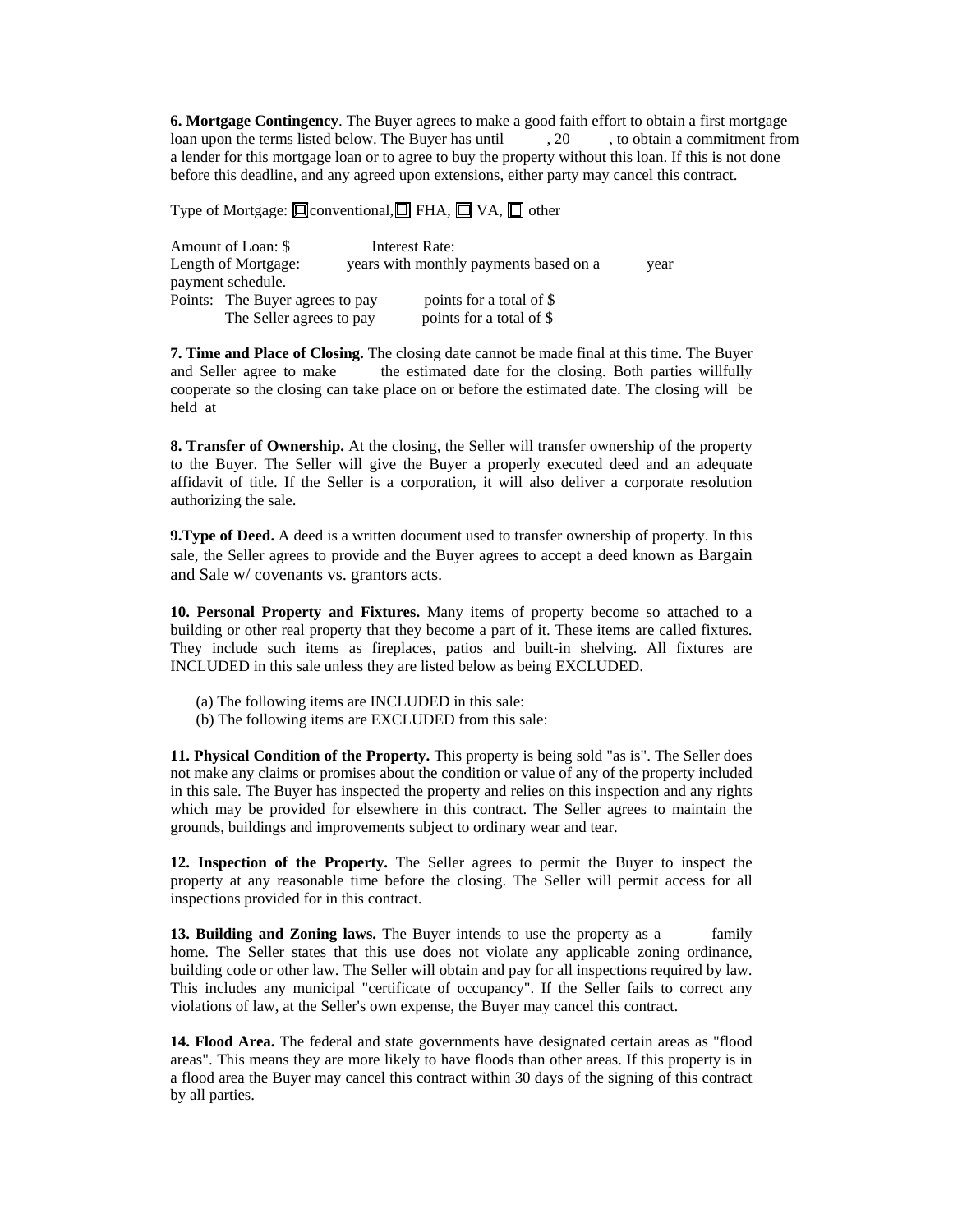**6. Mortgage Contingency**. The Buyer agrees to make a good faith effort to obtain a first mortgage loan upon the terms listed below. The Buyer has until , 20 , to obtain a commitment from a lender for this mortgage loan or to agree to buy the property without this loan. If this is not done before this deadline, and any agreed upon extensions, either party may cancel this contract.

Type of Mortgage: ☐ conventional, ☐ FHA, ☐ VA, ☐ other

Amount of Loan: $ Interest Rate:
Length of Mortgage: years with monthly payments based on a year payment schedule.
Points: The Buyer agrees to pay points for a total of $
The Seller agrees to pay points for a total of $

**7. Time and Place of Closing.** The closing date cannot be made final at this time. The Buyer and Seller agree to make the estimated date for the closing. Both parties willfully cooperate so the closing can take place on or before the estimated date. The closing will be held at

**8. Transfer of Ownership.** At the closing, the Seller will transfer ownership of the property to the Buyer. The Seller will give the Buyer a properly executed deed and an adequate affidavit of title. If the Seller is a corporation, it will also deliver a corporate resolution authorizing the sale.

**9.Type of Deed.** A deed is a written document used to transfer ownership of property. In this sale, the Seller agrees to provide and the Buyer agrees to accept a deed known as Bargain and Sale w/ covenants vs. grantors acts.

**10. Personal Property and Fixtures.** Many items of property become so attached to a building or other real property that they become a part of it. These items are called fixtures. They include such items as fireplaces, patios and built-in shelving. All fixtures are INCLUDED in this sale unless they are listed below as being EXCLUDED.

(a) The following items are INCLUDED in this sale:
(b) The following items are EXCLUDED from this sale:

**11. Physical Condition of the Property.** This property is being sold "as is". The Seller does not make any claims or promises about the condition or value of any of the property included in this sale. The Buyer has inspected the property and relies on this inspection and any rights which may be provided for elsewhere in this contract. The Seller agrees to maintain the grounds, buildings and improvements subject to ordinary wear and tear.

**12. Inspection of the Property.** The Seller agrees to permit the Buyer to inspect the property at any reasonable time before the closing. The Seller will permit access for all inspections provided for in this contract.

**13. Building and Zoning laws.** The Buyer intends to use the property as a family home. The Seller states that this use does not violate any applicable zoning ordinance, building code or other law. The Seller will obtain and pay for all inspections required by law. This includes any municipal "certificate of occupancy". If the Seller fails to correct any violations of law, at the Seller's own expense, the Buyer may cancel this contract.

**14. Flood Area.** The federal and state governments have designated certain areas as "flood areas". This means they are more likely to have floods than other areas. If this property is in a flood area the Buyer may cancel this contract within 30 days of the signing of this contract by all parties.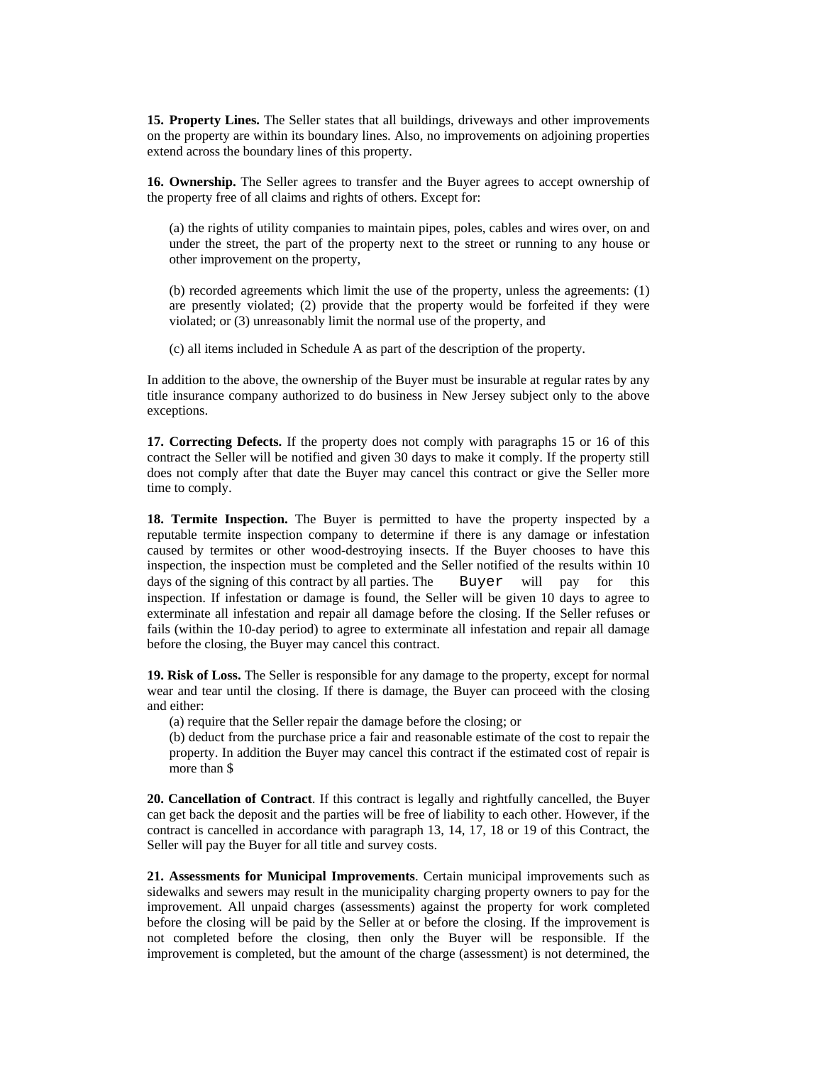**15. Property Lines.** The Seller states that all buildings, driveways and other improvements on the property are within its boundary lines. Also, no improvements on adjoining properties extend across the boundary lines of this property.

**16. Ownership.** The Seller agrees to transfer and the Buyer agrees to accept ownership of the property free of all claims and rights of others. Except for:

(a) the rights of utility companies to maintain pipes, poles, cables and wires over, on and under the street, the part of the property next to the street or running to any house or other improvement on the property,

(b) recorded agreements which limit the use of the property, unless the agreements: (1) are presently violated; (2) provide that the property would be forfeited if they were violated; or (3) unreasonably limit the normal use of the property, and

(c) all items included in Schedule A as part of the description of the property.

In addition to the above, the ownership of the Buyer must be insurable at regular rates by any title insurance company authorized to do business in New Jersey subject only to the above exceptions.

**17. Correcting Defects.** If the property does not comply with paragraphs 15 or 16 of this contract the Seller will be notified and given 30 days to make it comply. If the property still does not comply after that date the Buyer may cancel this contract or give the Seller more time to comply.

**18. Termite Inspection.** The Buyer is permitted to have the property inspected by a reputable termite inspection company to determine if there is any damage or infestation caused by termites or other wood-destroying insects. If the Buyer chooses to have this inspection, the inspection must be completed and the Seller notified of the results within 10 days of the signing of this contract by all parties. The Buyer will pay for this inspection. If infestation or damage is found, the Seller will be given 10 days to agree to exterminate all infestation and repair all damage before the closing. If the Seller refuses or fails (within the 10-day period) to agree to exterminate all infestation and repair all damage before the closing, the Buyer may cancel this contract.

**19. Risk of Loss.** The Seller is responsible for any damage to the property, except for normal wear and tear until the closing. If there is damage, the Buyer can proceed with the closing and either:

(a) require that the Seller repair the damage before the closing; or

(b) deduct from the purchase price a fair and reasonable estimate of the cost to repair the property. In addition the Buyer may cancel this contract if the estimated cost of repair is more than $

**20. Cancellation of Contract**. If this contract is legally and rightfully cancelled, the Buyer can get back the deposit and the parties will be free of liability to each other. However, if the contract is cancelled in accordance with paragraph 13, 14, 17, 18 or 19 of this Contract, the Seller will pay the Buyer for all title and survey costs.

**21. Assessments for Municipal Improvements**. Certain municipal improvements such as sidewalks and sewers may result in the municipality charging property owners to pay for the improvement. All unpaid charges (assessments) against the property for work completed before the closing will be paid by the Seller at or before the closing. If the improvement is not completed before the closing, then only the Buyer will be responsible. If the improvement is completed, but the amount of the charge (assessment) is not determined, the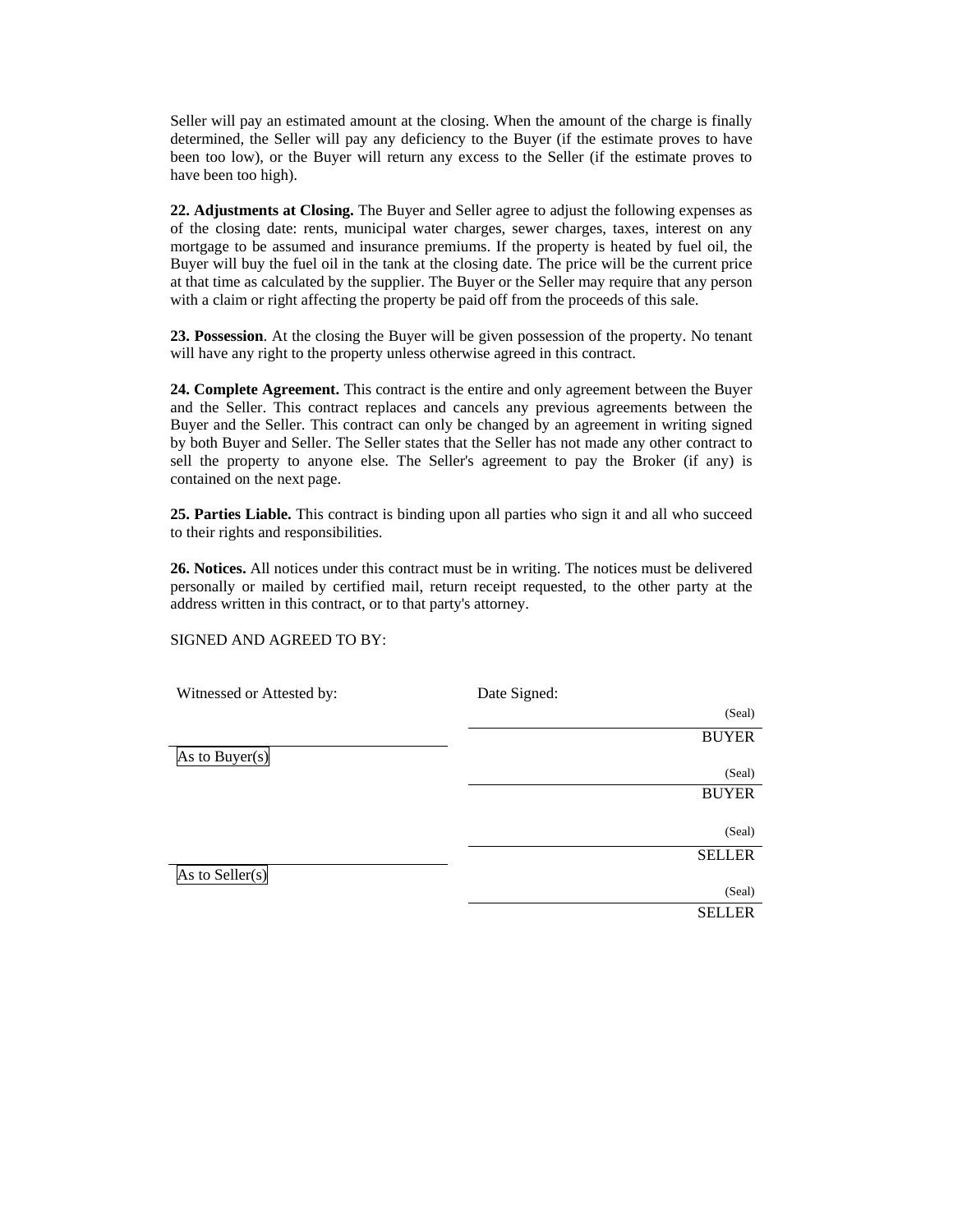Seller will pay an estimated amount at the closing. When the amount of the charge is finally determined, the Seller will pay any deficiency to the Buyer (if the estimate proves to have been too low), or the Buyer will return any excess to the Seller (if the estimate proves to have been too high).

**22. Adjustments at Closing.** The Buyer and Seller agree to adjust the following expenses as of the closing date: rents, municipal water charges, sewer charges, taxes, interest on any mortgage to be assumed and insurance premiums. If the property is heated by fuel oil, the Buyer will buy the fuel oil in the tank at the closing date. The price will be the current price at that time as calculated by the supplier. The Buyer or the Seller may require that any person with a claim or right affecting the property be paid off from the proceeds of this sale.

**23. Possession**. At the closing the Buyer will be given possession of the property. No tenant will have any right to the property unless otherwise agreed in this contract.

**24. Complete Agreement.** This contract is the entire and only agreement between the Buyer and the Seller. This contract replaces and cancels any previous agreements between the Buyer and the Seller. This contract can only be changed by an agreement in writing signed by both Buyer and Seller. The Seller states that the Seller has not made any other contract to sell the property to anyone else. The Seller's agreement to pay the Broker (if any) is contained on the next page.

**25. Parties Liable.** This contract is binding upon all parties who sign it and all who succeed to their rights and responsibilities.

**26. Notices.** All notices under this contract must be in writing. The notices must be delivered personally or mailed by certified mail, return receipt requested, to the other party at the address written in this contract, or to that party's attorney.

SIGNED AND AGREED TO BY:

| Witnessed or Attested by: | Date Signed: |
|---|---|
| | (Seal) |
| _______________________ | _______________________ BUYER |
| As to Buyer(s) | (Seal) |
| | _______________________ BUYER |
| | (Seal) |
| _______________________ | _______________________ SELLER |
| As to Seller(s) | (Seal) |
| | _______________________ SELLER |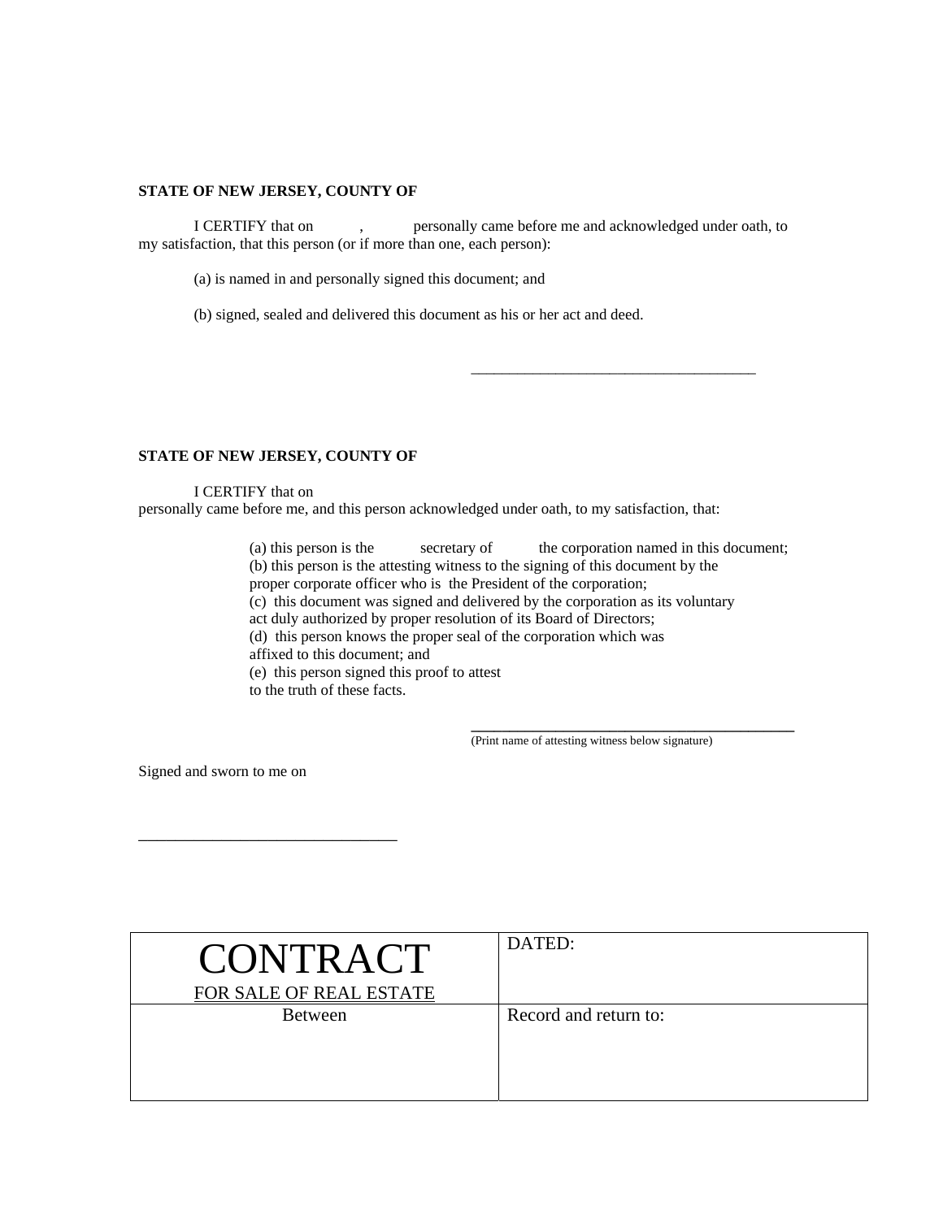**STATE OF NEW JERSEY, COUNTY OF**

I CERTIFY that on , personally came before me and acknowledged under oath, to my satisfaction, that this person (or if more than one, each person):

(a) is named in and personally signed this document; and

(b) signed, sealed and delivered this document as his or her act and deed.

\_\_\_\_\_\_\_\_\_\_\_\_\_\_\_\_\_\_\_\_\_\_\_\_\_\_\_\_\_\_\_\_\_\_\_\_\_\_

**STATE OF NEW JERSEY, COUNTY OF**

I CERTIFY that on
personally came before me, and this person acknowledged under oath, to my satisfaction, that:

(a) this person is the secretary of the corporation named in this document;
(b) this person is the attesting witness to the signing of this document by the proper corporate officer who is the President of the corporation;
(c) this document was signed and delivered by the corporation as its voluntary act duly authorized by proper resolution of its Board of Directors;
(d) this person knows the proper seal of the corporation which was affixed to this document; and
(e) this person signed this proof to attest to the truth of these facts.

\_\_\_\_\_\_\_\_\_\_\_\_\_\_\_\_\_\_\_\_\_\_\_\_\_\_\_\_\_\_\_\_\_\_\_\_\_\_\_\_\_\_
(Print name of attesting witness below signature)

Signed and sworn to me on

\_\_\_\_\_\_\_\_\_\_\_\_\_\_\_\_\_\_\_\_\_\_\_\_\_\_\_\_\_\_\_\_\_\_

| CONTRACT<br>FOR SALE OF REAL ESTATE | DATED: |
|---|---|
| Between | Record and return to: |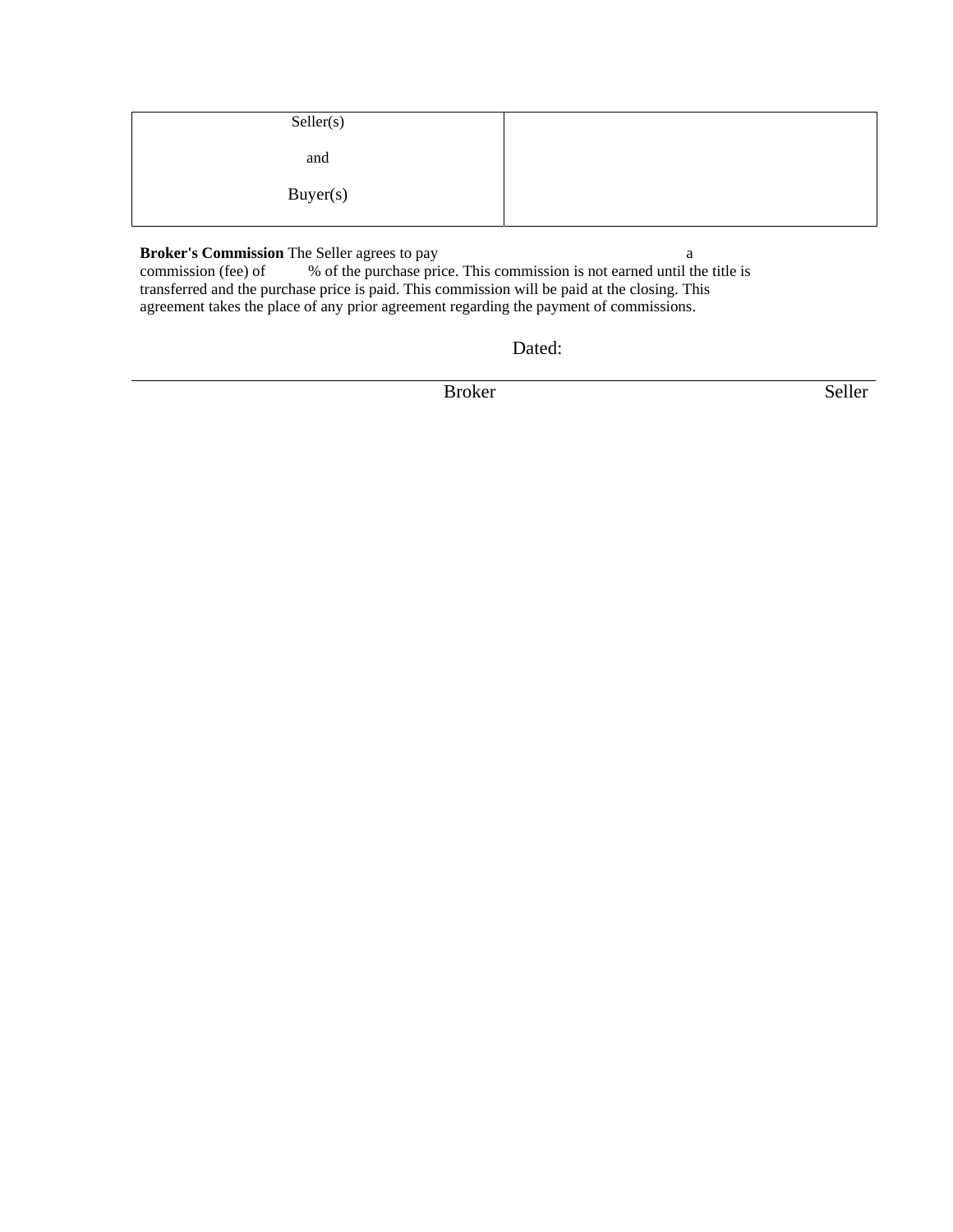| | |
|---|---|
| Seller(s)<br><br>and<br><br>Buyer(s) | |

**Broker's Commission** The Seller agrees to pay a commission (fee) of % of the purchase price. This commission is not earned until the title is transferred and the purchase price is paid. This commission will be paid at the closing. This agreement takes the place of any prior agreement regarding the payment of commissions.

Dated:

Broker                    Seller